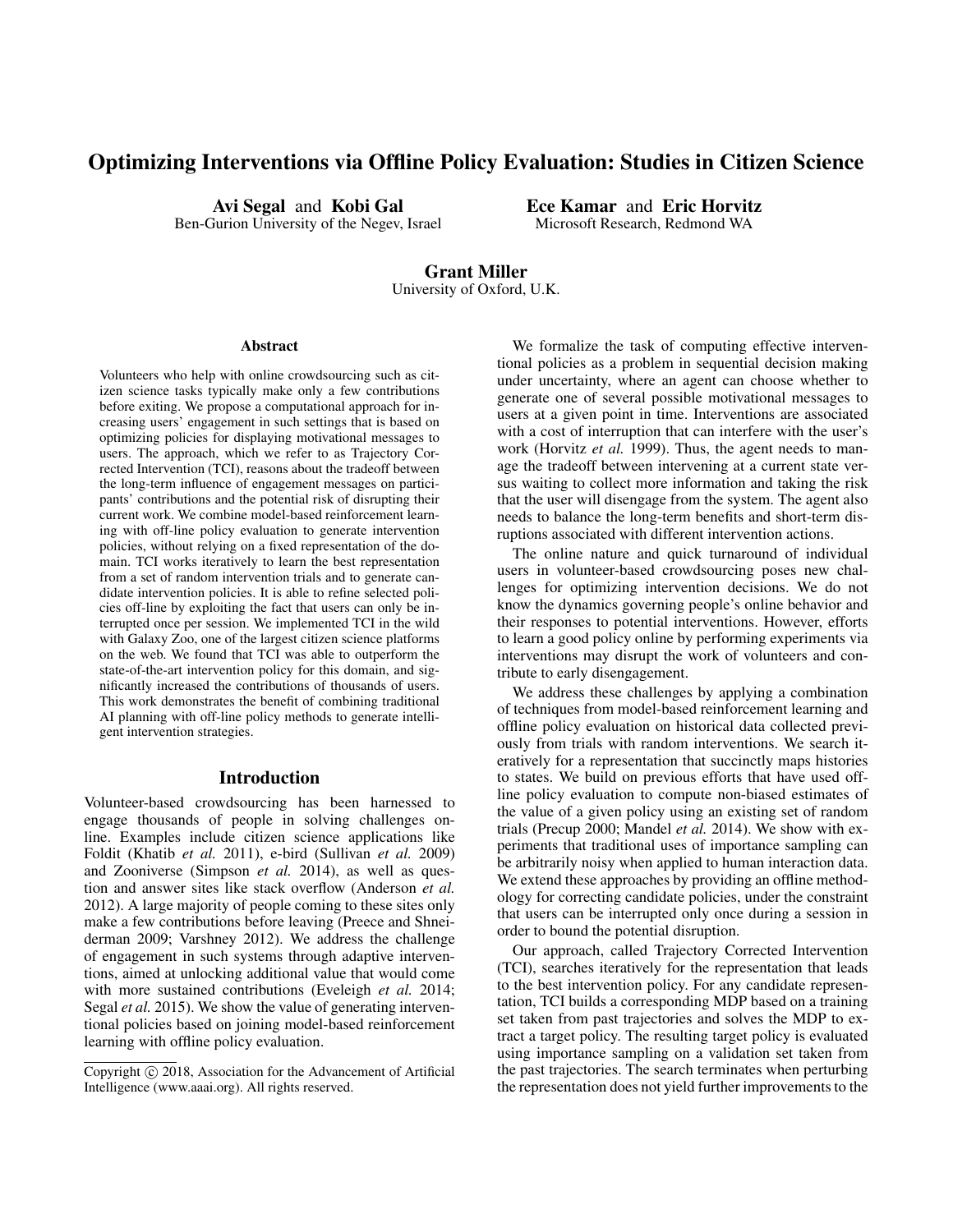# Optimizing Interventions via Offline Policy Evaluation: Studies in Citizen Science

**Avi Segal** and **Kobi Gal**
Ben-Gurion University of the Negev, Israel

**Ece Kamar** and **Eric Horvitz**
Microsoft Research, Redmond WA

**Grant Miller**
University of Oxford, U.K.

## Abstract

Volunteers who help with online crowdsourcing such as citizen science tasks typically make only a few contributions before exiting. We propose a computational approach for increasing users' engagement in such settings that is based on optimizing policies for displaying motivational messages to users. The approach, which we refer to as Trajectory Corrected Intervention (TCI), reasons about the tradeoff between the long-term influence of engagement messages on participants' contributions and the potential risk of disrupting their current work. We combine model-based reinforcement learning with off-line policy evaluation to generate intervention policies, without relying on a fixed representation of the domain. TCI works iteratively to learn the best representation from a set of random intervention trials and to generate candidate intervention policies. It is able to refine selected policies off-line by exploiting the fact that users can only be interrupted once per session. We implemented TCI in the wild with Galaxy Zoo, one of the largest citizen science platforms on the web. We found that TCI was able to outperform the state-of-the-art intervention policy for this domain, and significantly increased the contributions of thousands of users. This work demonstrates the benefit of combining traditional AI planning with off-line policy methods to generate intelligent intervention strategies.

## Introduction

Volunteer-based crowdsourcing has been harnessed to engage thousands of people in solving challenges online. Examples include citizen science applications like Foldit (Khatib *et al.* 2011), e-bird (Sullivan *et al.* 2009) and Zooniverse (Simpson *et al.* 2014), as well as question and answer sites like stack overflow (Anderson *et al.* 2012). A large majority of people coming to these sites only make a few contributions before leaving (Preece and Shneiderman 2009; Varshney 2012). We address the challenge of engagement in such systems through adaptive interventions, aimed at unlocking additional value that would come with more sustained contributions (Eveleigh *et al.* 2014; Segal *et al.* 2015). We show the value of generating interventional policies based on joining model-based reinforcement learning with offline policy evaluation.

Copyright © 2018, Association for the Advancement of Artificial Intelligence (www.aaai.org). All rights reserved.

We formalize the task of computing effective interventional policies as a problem in sequential decision making under uncertainty, where an agent can choose whether to generate one of several possible motivational messages to users at a given point in time. Interventions are associated with a cost of interruption that can interfere with the user's work (Horvitz *et al.* 1999). Thus, the agent needs to manage the tradeoff between intervening at a current state versus waiting to collect more information and taking the risk that the user will disengage from the system. The agent also needs to balance the long-term benefits and short-term disruptions associated with different intervention actions.

The online nature and quick turnaround of individual users in volunteer-based crowdsourcing poses new challenges for optimizing intervention decisions. We do not know the dynamics governing people's online behavior and their responses to potential interventions. However, efforts to learn a good policy online by performing experiments via interventions may disrupt the work of volunteers and contribute to early disengagement.

We address these challenges by applying a combination of techniques from model-based reinforcement learning and offline policy evaluation on historical data collected previously from trials with random interventions. We search iteratively for a representation that succinctly maps histories to states. We build on previous efforts that have used offline policy evaluation to compute non-biased estimates of the value of a given policy using an existing set of random trials (Precup 2000; Mandel *et al.* 2014). We show with experiments that traditional uses of importance sampling can be arbitrarily noisy when applied to human interaction data. We extend these approaches by providing an offline methodology for correcting candidate policies, under the constraint that users can be interrupted only once during a session in order to bound the potential disruption.

Our approach, called Trajectory Corrected Intervention (TCI), searches iteratively for the representation that leads to the best intervention policy. For any candidate representation, TCI builds a corresponding MDP based on a training set taken from past trajectories and solves the MDP to extract a target policy. The resulting target policy is evaluated using importance sampling on a validation set taken from the past trajectories. The search terminates when perturbing the representation does not yield further improvements to the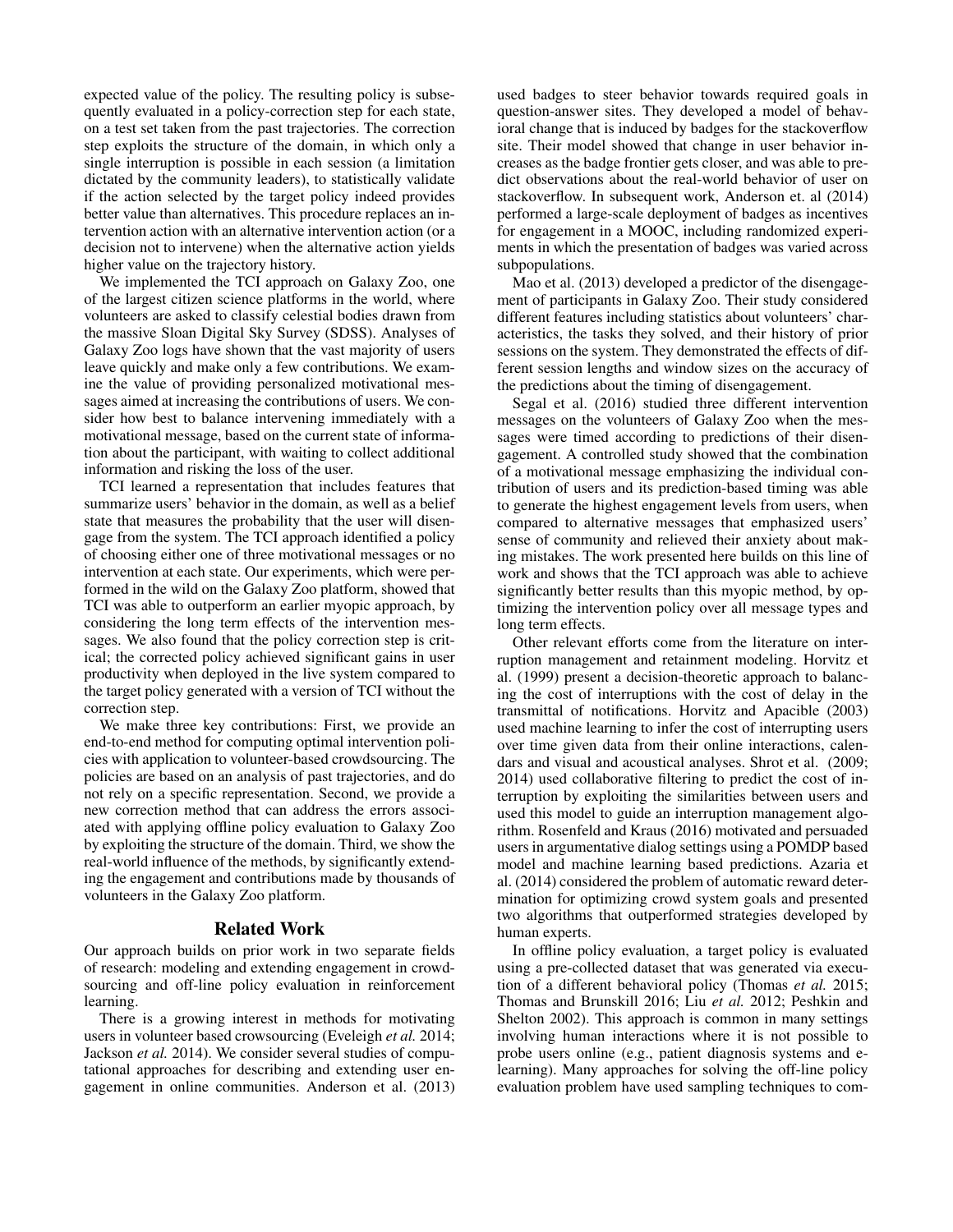expected value of the policy. The resulting policy is subsequently evaluated in a policy-correction step for each state, on a test set taken from the past trajectories. The correction step exploits the structure of the domain, in which only a single interruption is possible in each session (a limitation dictated by the community leaders), to statistically validate if the action selected by the target policy indeed provides better value than alternatives. This procedure replaces an intervention action with an alternative intervention action (or a decision not to intervene) when the alternative action yields higher value on the trajectory history.

We implemented the TCI approach on Galaxy Zoo, one of the largest citizen science platforms in the world, where volunteers are asked to classify celestial bodies drawn from the massive Sloan Digital Sky Survey (SDSS). Analyses of Galaxy Zoo logs have shown that the vast majority of users leave quickly and make only a few contributions. We examine the value of providing personalized motivational messages aimed at increasing the contributions of users. We consider how best to balance intervening immediately with a motivational message, based on the current state of information about the participant, with waiting to collect additional information and risking the loss of the user.

TCI learned a representation that includes features that summarize users' behavior in the domain, as well as a belief state that measures the probability that the user will disengage from the system. The TCI approach identified a policy of choosing either one of three motivational messages or no intervention at each state. Our experiments, which were performed in the wild on the Galaxy Zoo platform, showed that TCI was able to outperform an earlier myopic approach, by considering the long term effects of the intervention messages. We also found that the policy correction step is critical; the corrected policy achieved significant gains in user productivity when deployed in the live system compared to the target policy generated with a version of TCI without the correction step.

We make three key contributions: First, we provide an end-to-end method for computing optimal intervention policies with application to volunteer-based crowdsourcing. The policies are based on an analysis of past trajectories, and do not rely on a specific representation. Second, we provide a new correction method that can address the errors associated with applying offline policy evaluation to Galaxy Zoo by exploiting the structure of the domain. Third, we show the real-world influence of the methods, by significantly extending the engagement and contributions made by thousands of volunteers in the Galaxy Zoo platform.

## Related Work

Our approach builds on prior work in two separate fields of research: modeling and extending engagement in crowdsourcing and off-line policy evaluation in reinforcement learning.

There is a growing interest in methods for motivating users in volunteer based crowsourcing (Eveleigh *et al.* 2014; Jackson *et al.* 2014). We consider several studies of computational approaches for describing and extending user engagement in online communities. Anderson et al. (2013) used badges to steer behavior towards required goals in question-answer sites. They developed a model of behavioral change that is induced by badges for the stackoverflow site. Their model showed that change in user behavior increases as the badge frontier gets closer, and was able to predict observations about the real-world behavior of user on stackoverflow. In subsequent work, Anderson et. al (2014) performed a large-scale deployment of badges as incentives for engagement in a MOOC, including randomized experiments in which the presentation of badges was varied across subpopulations.

Mao et al. (2013) developed a predictor of the disengagement of participants in Galaxy Zoo. Their study considered different features including statistics about volunteers' characteristics, the tasks they solved, and their history of prior sessions on the system. They demonstrated the effects of different session lengths and window sizes on the accuracy of the predictions about the timing of disengagement.

Segal et al. (2016) studied three different intervention messages on the volunteers of Galaxy Zoo when the messages were timed according to predictions of their disengagement. A controlled study showed that the combination of a motivational message emphasizing the individual contribution of users and its prediction-based timing was able to generate the highest engagement levels from users, when compared to alternative messages that emphasized users' sense of community and relieved their anxiety about making mistakes. The work presented here builds on this line of work and shows that the TCI approach was able to achieve significantly better results than this myopic method, by optimizing the intervention policy over all message types and long term effects.

Other relevant efforts come from the literature on interruption management and retainment modeling. Horvitz et al. (1999) present a decision-theoretic approach to balancing the cost of interruptions with the cost of delay in the transmittal of notifications. Horvitz and Apacible (2003) used machine learning to infer the cost of interrupting users over time given data from their online interactions, calendars and visual and acoustical analyses. Shrot et al. (2009; 2014) used collaborative filtering to predict the cost of interruption by exploiting the similarities between users and used this model to guide an interruption management algorithm. Rosenfeld and Kraus (2016) motivated and persuaded users in argumentative dialog settings using a POMDP based model and machine learning based predictions. Azaria et al. (2014) considered the problem of automatic reward determination for optimizing crowd system goals and presented two algorithms that outperformed strategies developed by human experts.

In offline policy evaluation, a target policy is evaluated using a pre-collected dataset that was generated via execution of a different behavioral policy (Thomas *et al.* 2015; Thomas and Brunskill 2016; Liu *et al.* 2012; Peshkin and Shelton 2002). This approach is common in many settings involving human interactions where it is not possible to probe users online (e.g., patient diagnosis systems and e-learning). Many approaches for solving the off-line policy evaluation problem have used sampling techniques to com-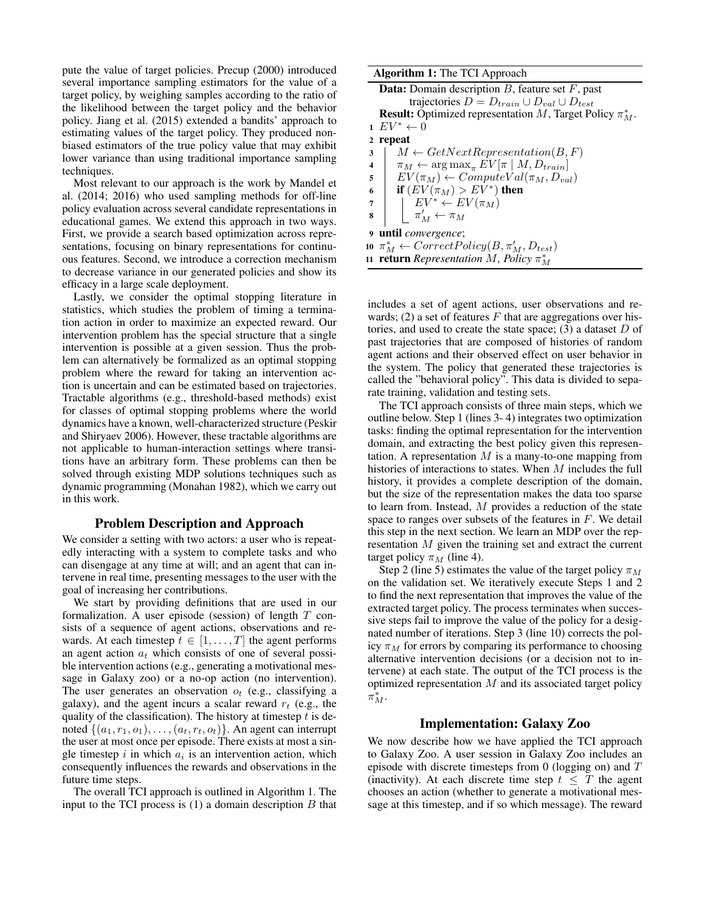pute the value of target policies. Precup (2000) introduced several importance sampling estimators for the value of a target policy, by weighing samples according to the ratio of the likelihood between the target policy and the behavior policy. Jiang et al. (2015) extended a bandits' approach to estimating values of the target policy. They produced non-biased estimators of the true policy value that may exhibit lower variance than using traditional importance sampling techniques.

Most relevant to our approach is the work by Mandel et al. (2014; 2016) who used sampling methods for off-line policy evaluation across several candidate representations in educational games. We extend this approach in two ways. First, we provide a search based optimization across representations, focusing on binary representations for continuous features. Second, we introduce a correction mechanism to decrease variance in our generated policies and show its efficacy in a large scale deployment.

Lastly, we consider the optimal stopping literature in statistics, which studies the problem of timing a termination action in order to maximize an expected reward. Our intervention problem has the special structure that a single intervention is possible at a given session. Thus the problem can alternatively be formalized as an optimal stopping problem where the reward for taking an intervention action is uncertain and can be estimated based on trajectories. Tractable algorithms (e.g., threshold-based methods) exist for classes of optimal stopping problems where the world dynamics have a known, well-characterized structure (Peskir and Shiryaev 2006). However, these tractable algorithms are not applicable to human-interaction settings where transitions have an arbitrary form. These problems can then be solved through existing MDP solutions techniques such as dynamic programming (Monahan 1982), which we carry out in this work.

## Problem Description and Approach

We consider a setting with two actors: a user who is repeatedly interacting with a system to complete tasks and who can disengage at any time at will; and an agent that can intervene in real time, presenting messages to the user with the goal of increasing her contributions.

We start by providing definitions that are used in our formalization. A user episode (session) of length $T$ consists of a sequence of agent actions, observations and rewards. At each timestep $t \in [1, \ldots, T]$ the agent performs an agent action $a_t$ which consists of one of several possible intervention actions (e.g., generating a motivational message in Galaxy zoo) or a no-op action (no intervention). The user generates an observation $o_t$ (e.g., classifying a galaxy), and the agent incurs a scalar reward $r_t$ (e.g., the quality of the classification). The history at timestep $t$ is denoted $\{(a_1, r_1, o_1), \ldots, (a_t, r_t, o_t)\}$. An agent can interrupt the user at most once per episode. There exists at most a single timestep $i$ in which $a_i$ is an intervention action, which consequently influences the rewards and observations in the future time steps.

The overall TCI approach is outlined in Algorithm 1. The input to the TCI process is (1) a domain description $B$ that includes a set of agent actions, user observations and rewards; (2) a set of features $F$ that are aggregations over histories, and used to create the state space; (3) a dataset $D$ of past trajectories that are composed of histories of random agent actions and their observed effect on user behavior in the system. The policy that generated these trajectories is called the "behavioral policy". This data is divided to separate training, validation and testing sets.

**Algorithm 1:** The TCI Approach

**Data:** Domain description $B$, feature set $F$, past trajectories $D = D_{train} \cup D_{val} \cup D_{test}$

**Result:** Optimized representation $M$, Target Policy $\pi^*_M$.

```
1   EV* ← 0
2   repeat
3       M ← GetNextRepresentation(B, F)
4       π_M ← argmax_π EV[π | M, D_train]
5       EV(π_M) ← ComputeVal(π_M, D_val)
6       if (EV(π_M) > EV*) then
7           EV* ← EV(π_M)
8           π'_M ← π_M
9   until convergence;
10  π*_M ← CorrectPolicy(B, π'_M, D_test)
11  return Representation M, Policy π*_M
```

The TCI approach consists of three main steps, which we outline below. Step 1 (lines 3- 4) integrates two optimization tasks: finding the optimal representation for the intervention domain, and extracting the best policy given this representation. A representation $M$ is a many-to-one mapping from histories of interactions to states. When $M$ includes the full history, it provides a complete description of the domain, but the size of the representation makes the data too sparse to learn from. Instead, $M$ provides a reduction of the state space to ranges over subsets of the features in $F$. We detail this step in the next section. We learn an MDP over the representation $M$ given the training set and extract the current target policy $\pi_M$ (line 4).

Step 2 (line 5) estimates the value of the target policy $\pi_M$ on the validation set. We iteratively execute Steps 1 and 2 to find the next representation that improves the value of the extracted target policy. The process terminates when successive steps fail to improve the value of the policy for a designated number of iterations. Step 3 (line 10) corrects the policy $\pi_M$ for errors by comparing its performance to choosing alternative intervention decisions (or a decision not to intervene) at each state. The output of the TCI process is the optimized representation $M$ and its associated target policy $\pi^*_M$.

## Implementation: Galaxy Zoo

We now describe how we have applied the TCI approach to Galaxy Zoo. A user session in Galaxy Zoo includes an episode with discrete timesteps from 0 (logging on) and $T$ (inactivity). At each discrete time step $t \leq T$ the agent chooses an action (whether to generate a motivational message at this timestep, and if so which message). The reward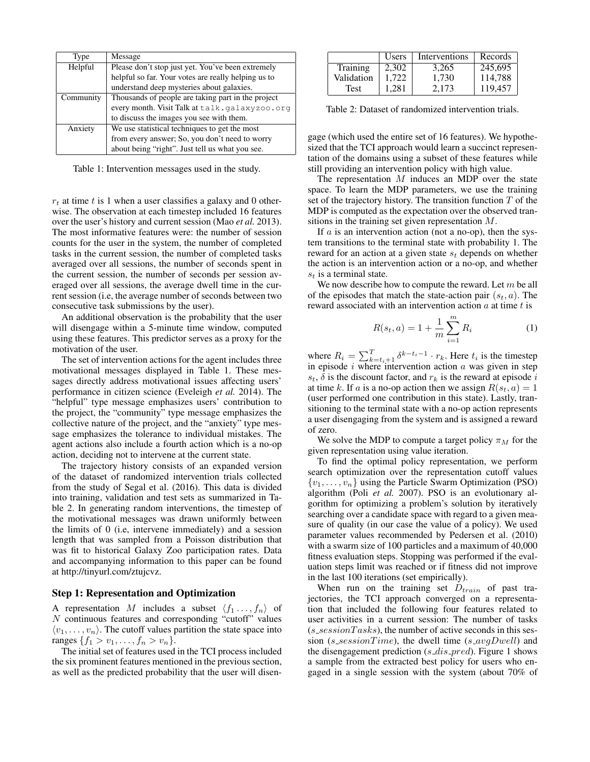| Type | Message |
|---|---|
| Helpful | Please don't stop just yet. You've been extremely helpful so far. Your votes are really helping us to understand deep mysteries about galaxies. |
| Community | Thousands of people are taking part in the project every month. Visit Talk at `talk.galaxyzoo.org` to discuss the images you see with them. |
| Anxiety | We use statistical techniques to get the most from every answer; So, you don't need to worry about being "right". Just tell us what you see. |

Table 1: Intervention messages used in the study.

$r_t$ at time $t$ is 1 when a user classifies a galaxy and 0 otherwise. The observation at each timestep included 16 features over the user's history and current session (Mao *et al.* 2013). The most informative features were: the number of session counts for the user in the system, the number of completed tasks in the current session, the number of completed tasks averaged over all sessions, the number of seconds spent in the current session, the number of seconds per session averaged over all sessions, the average dwell time in the current session (i.e, the average number of seconds between two consecutive task submissions by the user).

An additional observation is the probability that the user will disengage within a 5-minute time window, computed using these features. This predictor serves as a proxy for the motivation of the user.

The set of intervention actions for the agent includes three motivational messages displayed in Table 1. These messages directly address motivational issues affecting users' performance in citizen science (Eveleigh *et al.* 2014). The "helpful" type message emphasizes users' contribution to the project, the "community" type message emphasizes the collective nature of the project, and the "anxiety" type message emphasizes the tolerance to individual mistakes. The agent actions also include a fourth action which is a no-op action, deciding not to intervene at the current state.

The trajectory history consists of an expanded version of the dataset of randomized intervention trials collected from the study of Segal et al. (2016). This data is divided into training, validation and test sets as summarized in Table 2. In generating random interventions, the timestep of the motivational messages was drawn uniformly between the limits of 0 (i.e, intervene immediately) and a session length that was sampled from a Poisson distribution that was fit to historical Galaxy Zoo participation rates. Data and accompanying information to this paper can be found at http://tinyurl.com/ztujcvz.

### Step 1: Representation and Optimization

A representation $M$ includes a subset $\langle f_1 \ldots, f_n \rangle$ of $N$ continuous features and corresponding "cutoff" values $\langle v_1, \ldots, v_n \rangle$. The cutoff values partition the state space into ranges $\{f_1 > v_1, \ldots, f_n > v_n\}$.

The initial set of features used in the TCI process included the six prominent features mentioned in the previous section, as well as the predicted probability that the user will disengage (which used the entire set of 16 features). We hypothesized that the TCI approach would learn a succinct representation of the domains using a subset of these features while still providing an intervention policy with high value.

|  | Users | Interventions | Records |
|---|---|---|---|
| Training | 2,302 | 3,265 | 245,695 |
| Validation | 1,722 | 1,730 | 114,788 |
| Test | 1,281 | 2,173 | 119,457 |

Table 2: Dataset of randomized intervention trials.

The representation $M$ induces an MDP over the state space. To learn the MDP parameters, we use the training set of the trajectory history. The transition function $T$ of the MDP is computed as the expectation over the observed transitions in the training set given representation $M$.

If $a$ is an intervention action (not a no-op), then the system transitions to the terminal state with probability 1. The reward for an action at a given state $s_t$ depends on whether the action is an intervention action or a no-op, and whether $s_t$ is a terminal state.

We now describe how to compute the reward. Let $m$ be all of the episodes that match the state-action pair $(s_t, a)$. The reward associated with an intervention action $a$ at time $t$ is

$$R(s_t, a) = 1 + \frac{1}{m} \sum_{i=1}^{m} R_i \tag{1}$$

where $R_i = \sum_{k=t_i+1}^{T} \delta^{k-t_i-1} \cdot r_k$. Here $t_i$ is the timestep in episode $i$ where intervention action $a$ was given in step $s_t$, $\delta$ is the discount factor, and $r_k$ is the reward at episode $i$ at time $k$. If $a$ is a no-op action then we assign $R(s_t, a) = 1$ (user performed one contribution in this state). Lastly, transitioning to the terminal state with a no-op action represents a user disengaging from the system and is assigned a reward of zero.

We solve the MDP to compute a target policy $\pi_M$ for the given representation using value iteration.

To find the optimal policy representation, we perform search optimization over the representation cutoff values $\{v_1, \ldots, v_n\}$ using the Particle Swarm Optimization (PSO) algorithm (Poli *et al.* 2007). PSO is an evolutionary algorithm for optimizing a problem's solution by iteratively searching over a candidate space with regard to a given measure of quality (in our case the value of a policy). We used parameter values recommended by Pedersen et al. (2010) with a swarm size of 100 particles and a maximum of 40,000 fitness evaluation steps. Stopping was performed if the evaluation steps limit was reached or if fitness did not improve in the last 100 iterations (set empirically).

When run on the training set $D_{train}$ of past trajectories, the TCI approach converged on a representation that included the following four features related to user activities in a current session: The number of tasks ($s\_sessionTasks$), the number of active seconds in this session ($s\_sessionTime$), the dwell time ($s\_avgDwell$) and the disengagement prediction ($s\_dis\_pred$). Figure 1 shows a sample from the extracted best policy for users who engaged in a single session with the system (about 70% of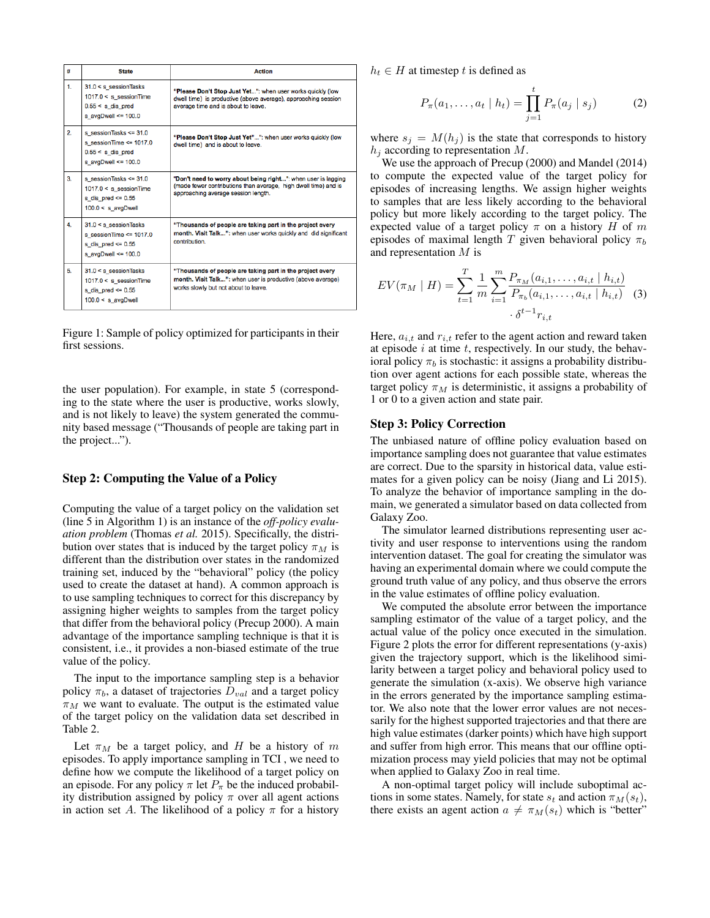| # | State | Action |
|---|---|---|
| 1. | 31.0 < s_sessionTasks<br>1017.0 < s_sessionTime<br>0.55 < s_dis_pred<br>s_avgDwell <= 100.0 | **"Please Don't Stop Just Yet..."**: when user works quickly (low dwell time) is productive (above average), approaching session average time and is about to leave. |
| 2. | s_sessionTasks <= 31.0<br>s_sessionTime <= 1017.0<br>0.55 < s_dis_pred<br>s_avgDwell <= 100.0 | **"Please Don't Stop Just Yet"..."**: when user works quickly (low dwell time) and is about to leave. |
| 3. | s_sessionTasks <= 31.0<br>1017.0 < s_sessionTime<br>s_dis_pred <= 0.55<br>100.0 < s_avgDwell | **"Don't need to worry about being right..."**: when user is lagging (made fewer contributions than average, high dwell time) and is approaching average session length. |
| 4. | 31.0 < s_sessionTasks<br>s_sessionTime <= 1017.0<br>s_dis_pred <= 0.55<br>s_avgDwell <= 100.0 | **"Thousands of people are taking part in the project every month. Visit Talk..."**: when user works quickly and did significant contribution. |
| 5. | 31.0 < s_sessionTasks<br>1017.0 < s_sessionTime<br>s_dis_pred <= 0.55<br>100.0 < s_avgDwell | **"Thousands of people are taking part in the project every month. Visit Talk..."**: when user is productive (above average) works slowly but not about to leave. |

Figure 1: Sample of policy optimized for participants in their first sessions.

the user population). For example, in state 5 (corresponding to the state where the user is productive, works slowly, and is not likely to leave) the system generated the community based message ("Thousands of people are taking part in the project...").

## Step 2: Computing the Value of a Policy

Computing the value of a target policy on the validation set (line 5 in Algorithm 1) is an instance of the *off-policy evaluation problem* (Thomas *et al.* 2015). Specifically, the distribution over states that is induced by the target policy $\pi_M$ is different than the distribution over states in the randomized training set, induced by the "behavioral" policy (the policy used to create the dataset at hand). A common approach is to use sampling techniques to correct for this discrepancy by assigning higher weights to samples from the target policy that differ from the behavioral policy (Precup 2000). A main advantage of the importance sampling technique is that it is consistent, i.e., it provides a non-biased estimate of the true value of the policy.

The input to the importance sampling step is a behavior policy $\pi_b$, a dataset of trajectories $D_{val}$ and a target policy $\pi_M$ we want to evaluate. The output is the estimated value of the target policy on the validation data set described in Table 2.

Let $\pi_M$ be a target policy, and $H$ be a history of $m$ episodes. To apply importance sampling in TCI , we need to define how we compute the likelihood of a target policy on an episode. For any policy $\pi$ let $P_\pi$ be the induced probability distribution assigned by policy $\pi$ over all agent actions in action set $A$. The likelihood of a policy $\pi$ for a history $h_t \in H$ at timestep $t$ is defined as

$$P_\pi(a_1, \ldots, a_t \mid h_t) = \prod_{j=1}^{t} P_\pi(a_j \mid s_j) \tag{2}$$

where $s_j = M(h_j)$ is the state that corresponds to history $h_j$ according to representation $M$.

We use the approach of Precup (2000) and Mandel (2014) to compute the expected value of the target policy for episodes of increasing lengths. We assign higher weights to samples that are less likely according to the behavioral policy but more likely according to the target policy. The expected value of a target policy $\pi$ on a history $H$ of $m$ episodes of maximal length $T$ given behavioral policy $\pi_b$ and representation $M$ is

$$EV(\pi_M \mid H) = \sum_{t=1}^{T} \frac{1}{m} \sum_{i=1}^{m} \frac{P_{\pi_M}(a_{i,1}, \ldots, a_{i,t} \mid h_{i,t})}{P_{\pi_b}(a_{i,1}, \ldots, a_{i,t} \mid h_{i,t})} \cdot \delta^{t-1} r_{i,t} \tag{3}$$

Here, $a_{i,t}$ and $r_{i,t}$ refer to the agent action and reward taken at episode $i$ at time $t$, respectively. In our study, the behavioral policy $\pi_b$ is stochastic: it assigns a probability distribution over agent actions for each possible state, whereas the target policy $\pi_M$ is deterministic, it assigns a probability of 1 or 0 to a given action and state pair.

## Step 3: Policy Correction

The unbiased nature of offline policy evaluation based on importance sampling does not guarantee that value estimates are correct. Due to the sparsity in historical data, value estimates for a given policy can be noisy (Jiang and Li 2015). To analyze the behavior of importance sampling in the domain, we generated a simulator based on data collected from Galaxy Zoo.

The simulator learned distributions representing user activity and user response to interventions using the random intervention dataset. The goal for creating the simulator was having an experimental domain where we could compute the ground truth value of any policy, and thus observe the errors in the value estimates of offline policy evaluation.

We computed the absolute error between the importance sampling estimator of the value of a target policy, and the actual value of the policy once executed in the simulation. Figure 2 plots the error for different representations (y-axis) given the trajectory support, which is the likelihood similarity between a target policy and behavioral policy used to generate the simulation (x-axis). We observe high variance in the errors generated by the importance sampling estimator. We also note that the lower error values are not necessarily for the highest supported trajectories and that there are high value estimates (darker points) which have high support and suffer from high error. This means that our offline optimization process may yield policies that may not be optimal when applied to Galaxy Zoo in real time.

A non-optimal target policy will include suboptimal actions in some states. Namely, for state $s_t$ and action $\pi_M(s_t)$, there exists an agent action $a \neq \pi_M(s_t)$ which is "better"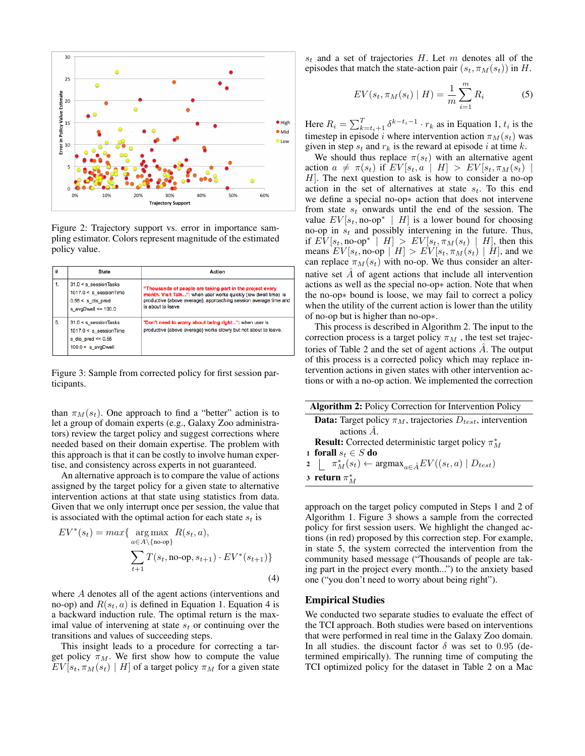Figure 2: Trajectory support vs. error in importance sampling estimator. Colors represent magnitude of the estimated policy value.

| # | State | Action |
|---|---|---|
| 1. | 31.0 < s_sessionTasks<br>1017.0 < s_sessionTime<br>0.55 < s_dis_pred<br>s_avgDwell <= 100.0 | **"Thousands of people are taking part in the project every month. Visit Talk..."**: when user works quickly (low dwell time) is productive (above average), approaching session average time and is about to leave. |
| 5. | 31.0 < s_sessionTasks<br>1017.0 < s_sessionTime<br>s_dis_pred <= 0.55<br>100.0 < s_avgDwell | **"Don't need to worry about being right..."**: when user is productive (above average) works slowly but not about to leave. |

Figure 3: Sample from corrected policy for first session participants.

than $\pi_M(s_t)$. One approach to find a "better" action is to let a group of domain experts (e.g., Galaxy Zoo administrators) review the target policy and suggest corrections where needed based on their domain expertise. The problem with this approach is that it can be costly to involve human expertise, and consistency across experts in not guaranteed.

An alternative approach is to compare the value of actions assigned by the target policy for a given state to alternative intervention actions at that state using statistics from data. Given that we only interrupt once per session, the value that is associated with the optimal action for each state $s_t$ is

$$EV^*(s_t) = max\{ \underset{a \in A \setminus \{\text{no-op}\}}{\arg\max} \; R(s_t, a), \sum_{t+1} T(s_t, \text{no-op}, s_{t+1}) \cdot EV^*(s_{t+1})\} \tag{4}$$

where $A$ denotes all of the agent actions (interventions and no-op) and $R(s_t, a)$ is defined in Equation 1. Equation 4 is a backward induction rule. The optimal return is the maximal value of intervening at state $s_t$ or continuing over the transitions and values of succeeding steps.

This insight leads to a procedure for correcting a target policy $\pi_M$. We first show how to compute the value $EV[s_t, \pi_M(s_t) \mid H]$ of a target policy $\pi_M$ for a given state $s_t$ and a set of trajectories $H$. Let $m$ denotes all of the episodes that match the state-action pair $(s_t, \pi_M(s_t))$ in $H$.

$$EV(s_t, \pi_M(s_t) \mid H) = \frac{1}{m} \sum_{i=1}^{m} R_i \tag{5}$$

Here $R_i = \sum_{k=t_i+1}^{T} \delta^{k-t_i-1} \cdot r_k$ as in Equation 1, $t_i$ is the timestep in episode $i$ where intervention action $\pi_M(s_t)$ was given in step $s_t$ and $r_k$ is the reward at episode $i$ at time $k$.

We should thus replace $\pi(s_t)$ with an alternative agent action $a \neq \pi(s_t)$ if $EV[s_t, a \mid H] > EV[s_t, \pi_M(s_t) \mid H]$. The next question to ask is how to consider a no-op action in the set of alternatives at state $s_t$. To this end we define a special no-op$*$ action that does not intervene from state $s_t$ onwards until the end of the session. The value $EV[s_t, \text{no-op}^* \mid H]$ is a lower bound for choosing no-op in $s_t$ and possibly intervening in the future. Thus, if $EV[s_t, \text{no-op}^* \mid H] > EV[s_t, \pi_M(s_t) \mid H]$, then this means $EV[s_t, \text{no-op} \mid H] > EV[s_t, \pi_M(s_t) \mid H]$, and we can replace $\pi_M(s_t)$ with no-op. We thus consider an alternative set $\hat{A}$ of agent actions that include all intervention actions as well as the special no-op$*$ action. Note that when the no-op$*$ bound is loose, we may fail to correct a policy when the utility of the current action is lower than the utility of no-op but is higher than no-op$*$.

This process is described in Algorithm 2. The input to the correction process is a target policy $\pi_M$, the test set trajectories of Table 2 and the set of agent actions $\hat{A}$. The output of this process is a corrected policy which may replace intervention actions in given states with other intervention actions or with a no-op action. We implemented the correction

**Algorithm 2:** Policy Correction for Intervention Policy

**Data:** Target policy $\pi_M$, trajectories $D_{test}$, intervention actions $\hat{A}$.
**Result:** Corrected deterministic target policy $\pi^*_M$

```
1 forall s_t ∈ S do
2     π*_M(s_t) ← argmax_{a∈Â} EV((s_t, a) | D_test)
3 return π*_M
```

approach on the target policy computed in Steps 1 and 2 of Algorithm 1. Figure 3 shows a sample from the corrected policy for first session users. We highlight the changed actions (in red) proposed by this correction step. For example, in state 5, the system corrected the intervention from the community based message ("Thousands of people are taking part in the project every month...") to the anxiety based one ("you don't need to worry about being right").

## Empirical Studies

We conducted two separate studies to evaluate the effect of the TCI approach. Both studies were based on interventions that were performed in real time in the Galaxy Zoo domain. In all studies. the discount factor $\delta$ was set to 0.95 (determined empirically). The running time of computing the TCI optimized policy for the dataset in Table 2 on a Mac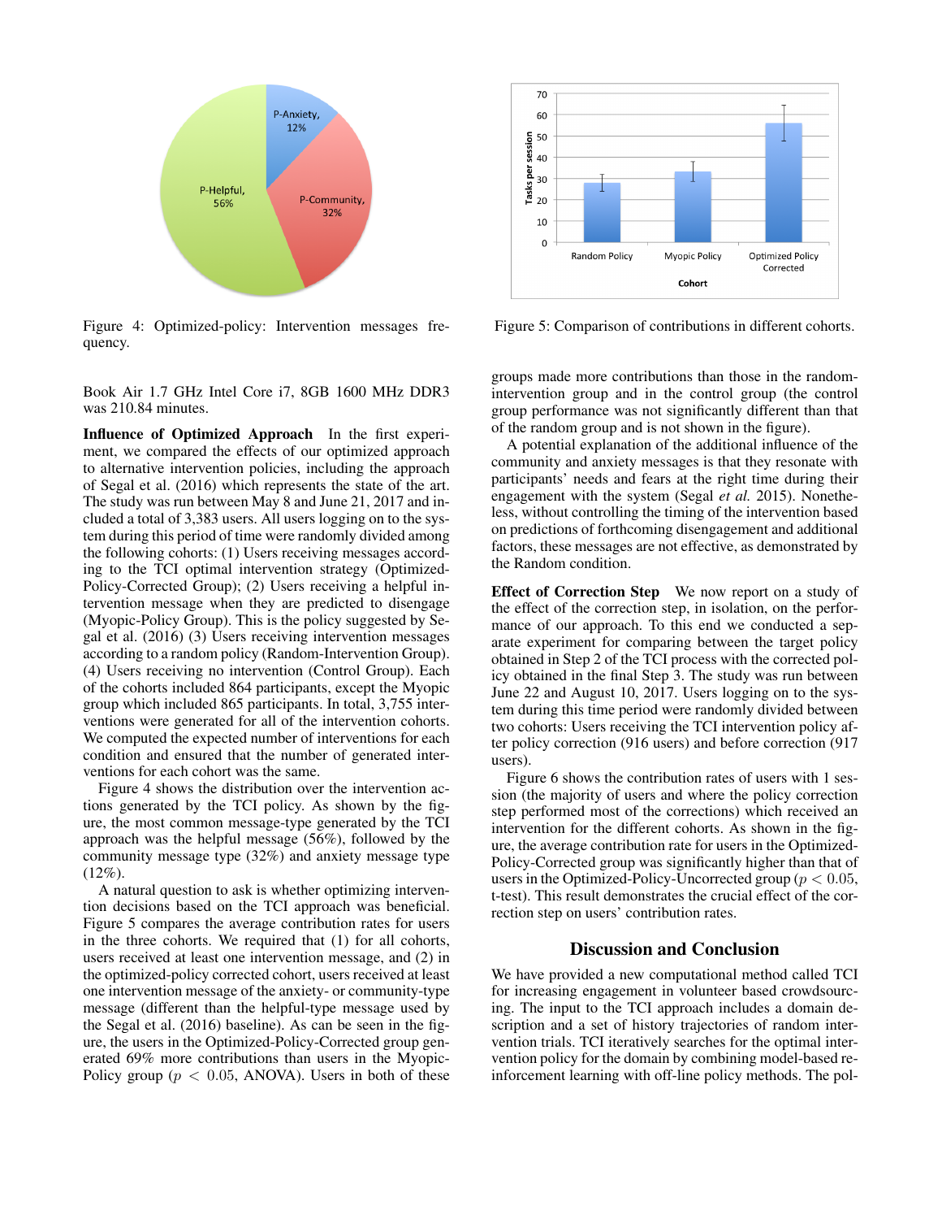Figure 4: Optimized-policy: Intervention messages frequency.

Figure 5: Comparison of contributions in different cohorts.

Book Air 1.7 GHz Intel Core i7, 8GB 1600 MHz DDR3 was 210.84 minutes.

**Influence of Optimized Approach** In the first experiment, we compared the effects of our optimized approach to alternative intervention policies, including the approach of Segal et al. (2016) which represents the state of the art. The study was run between May 8 and June 21, 2017 and included a total of 3,383 users. All users logging on to the system during this period of time were randomly divided among the following cohorts: (1) Users receiving messages according to the TCI optimal intervention strategy (Optimized-Policy-Corrected Group); (2) Users receiving a helpful intervention message when they are predicted to disengage (Myopic-Policy Group). This is the policy suggested by Segal et al. (2016) (3) Users receiving intervention messages according to a random policy (Random-Intervention Group). (4) Users receiving no intervention (Control Group). Each of the cohorts included 864 participants, except the Myopic group which included 865 participants. In total, 3,755 interventions were generated for all of the intervention cohorts. We computed the expected number of interventions for each condition and ensured that the number of generated interventions for each cohort was the same.

Figure 4 shows the distribution over the intervention actions generated by the TCI policy. As shown by the figure, the most common message-type generated by the TCI approach was the helpful message (56%), followed by the community message type (32%) and anxiety message type (12%).

A natural question to ask is whether optimizing intervention decisions based on the TCI approach was beneficial. Figure 5 compares the average contribution rates for users in the three cohorts. We required that (1) for all cohorts, users received at least one intervention message, and (2) in the optimized-policy corrected cohort, users received at least one intervention message of the anxiety- or community-type message (different than the helpful-type message used by the Segal et al. (2016) baseline). As can be seen in the figure, the users in the Optimized-Policy-Corrected group generated 69% more contributions than users in the Myopic-Policy group ($p < 0.05$, ANOVA). Users in both of these groups made more contributions than those in the random-intervention group and in the control group (the control group performance was not significantly different than that of the random group and is not shown in the figure).

A potential explanation of the additional influence of the community and anxiety messages is that they resonate with participants' needs and fears at the right time during their engagement with the system (Segal *et al.* 2015). Nonetheless, without controlling the timing of the intervention based on predictions of forthcoming disengagement and additional factors, these messages are not effective, as demonstrated by the Random condition.

**Effect of Correction Step** We now report on a study of the effect of the correction step, in isolation, on the performance of our approach. To this end we conducted a separate experiment for comparing between the target policy obtained in Step 2 of the TCI process with the corrected policy obtained in the final Step 3. The study was run between June 22 and August 10, 2017. Users logging on to the system during this time period were randomly divided between two cohorts: Users receiving the TCI intervention policy after policy correction (916 users) and before correction (917 users).

Figure 6 shows the contribution rates of users with 1 session (the majority of users and where the policy correction step performed most of the corrections) which received an intervention for the different cohorts. As shown in the figure, the average contribution rate for users in the Optimized-Policy-Corrected group was significantly higher than that of users in the Optimized-Policy-Uncorrected group ($p < 0.05$, t-test). This result demonstrates the crucial effect of the correction step on users' contribution rates.

## Discussion and Conclusion

We have provided a new computational method called TCI for increasing engagement in volunteer based crowdsourcing. The input to the TCI approach includes a domain description and a set of history trajectories of random intervention trials. TCI iteratively searches for the optimal intervention policy for the domain by combining model-based reinforcement learning with off-line policy methods. The pol-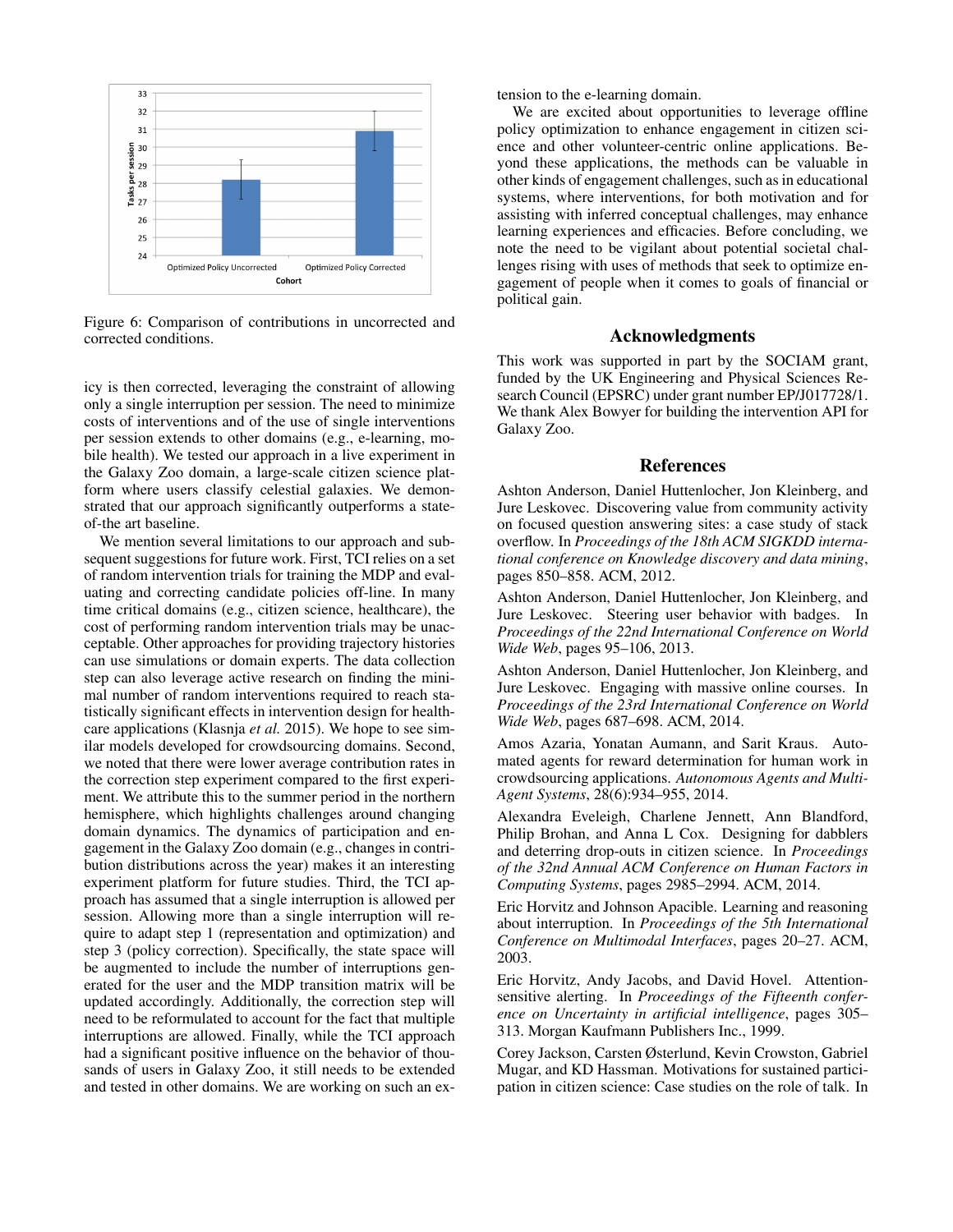Figure 6: Comparison of contributions in uncorrected and corrected conditions.

icy is then corrected, leveraging the constraint of allowing only a single interruption per session. The need to minimize costs of interventions and of the use of single interventions per session extends to other domains (e.g., e-learning, mobile health). We tested our approach in a live experiment in the Galaxy Zoo domain, a large-scale citizen science platform where users classify celestial galaxies. We demonstrated that our approach significantly outperforms a state-of-the art baseline.

We mention several limitations to our approach and subsequent suggestions for future work. First, TCI relies on a set of random intervention trials for training the MDP and evaluating and correcting candidate policies off-line. In many time critical domains (e.g., citizen science, healthcare), the cost of performing random intervention trials may be unacceptable. Other approaches for providing trajectory histories can use simulations or domain experts. The data collection step can also leverage active research on finding the minimal number of random interventions required to reach statistically significant effects in intervention design for healthcare applications (Klasnja *et al.* 2015). We hope to see similar models developed for crowdsourcing domains. Second, we noted that there were lower average contribution rates in the correction step experiment compared to the first experiment. We attribute this to the summer period in the northern hemisphere, which highlights challenges around changing domain dynamics. The dynamics of participation and engagement in the Galaxy Zoo domain (e.g., changes in contribution distributions across the year) makes it an interesting experiment platform for future studies. Third, the TCI approach has assumed that a single interruption is allowed per session. Allowing more than a single interruption will require to adapt step 1 (representation and optimization) and step 3 (policy correction). Specifically, the state space will be augmented to include the number of interruptions generated for the user and the MDP transition matrix will be updated accordingly. Additionally, the correction step will need to be reformulated to account for the fact that multiple interruptions are allowed. Finally, while the TCI approach had a significant positive influence on the behavior of thousands of users in Galaxy Zoo, it still needs to be extended and tested in other domains. We are working on such an extension to the e-learning domain.

We are excited about opportunities to leverage offline policy optimization to enhance engagement in citizen science and other volunteer-centric online applications. Beyond these applications, the methods can be valuable in other kinds of engagement challenges, such as in educational systems, where interventions, for both motivation and for assisting with inferred conceptual challenges, may enhance learning experiences and efficacies. Before concluding, we note the need to be vigilant about potential societal challenges rising with uses of methods that seek to optimize engagement of people when it comes to goals of financial or political gain.

## Acknowledgments

This work was supported in part by the SOCIAM grant, funded by the UK Engineering and Physical Sciences Research Council (EPSRC) under grant number EP/J017728/1. We thank Alex Bowyer for building the intervention API for Galaxy Zoo.

## References

Ashton Anderson, Daniel Huttenlocher, Jon Kleinberg, and Jure Leskovec. Discovering value from community activity on focused question answering sites: a case study of stack overflow. In *Proceedings of the 18th ACM SIGKDD international conference on Knowledge discovery and data mining*, pages 850–858. ACM, 2012.

Ashton Anderson, Daniel Huttenlocher, Jon Kleinberg, and Jure Leskovec. Steering user behavior with badges. In *Proceedings of the 22nd International Conference on World Wide Web*, pages 95–106, 2013.

Ashton Anderson, Daniel Huttenlocher, Jon Kleinberg, and Jure Leskovec. Engaging with massive online courses. In *Proceedings of the 23rd International Conference on World Wide Web*, pages 687–698. ACM, 2014.

Amos Azaria, Yonatan Aumann, and Sarit Kraus. Automated agents for reward determination for human work in crowdsourcing applications. *Autonomous Agents and Multi-Agent Systems*, 28(6):934–955, 2014.

Alexandra Eveleigh, Charlene Jennett, Ann Blandford, Philip Brohan, and Anna L Cox. Designing for dabblers and deterring drop-outs in citizen science. In *Proceedings of the 32nd Annual ACM Conference on Human Factors in Computing Systems*, pages 2985–2994. ACM, 2014.

Eric Horvitz and Johnson Apacible. Learning and reasoning about interruption. In *Proceedings of the 5th International Conference on Multimodal Interfaces*, pages 20–27. ACM, 2003.

Eric Horvitz, Andy Jacobs, and David Hovel. Attention-sensitive alerting. In *Proceedings of the Fifteenth conference on Uncertainty in artificial intelligence*, pages 305–313. Morgan Kaufmann Publishers Inc., 1999.

Corey Jackson, Carsten Østerlund, Kevin Crowston, Gabriel Mugar, and KD Hassman. Motivations for sustained participation in citizen science: Case studies on the role of talk. In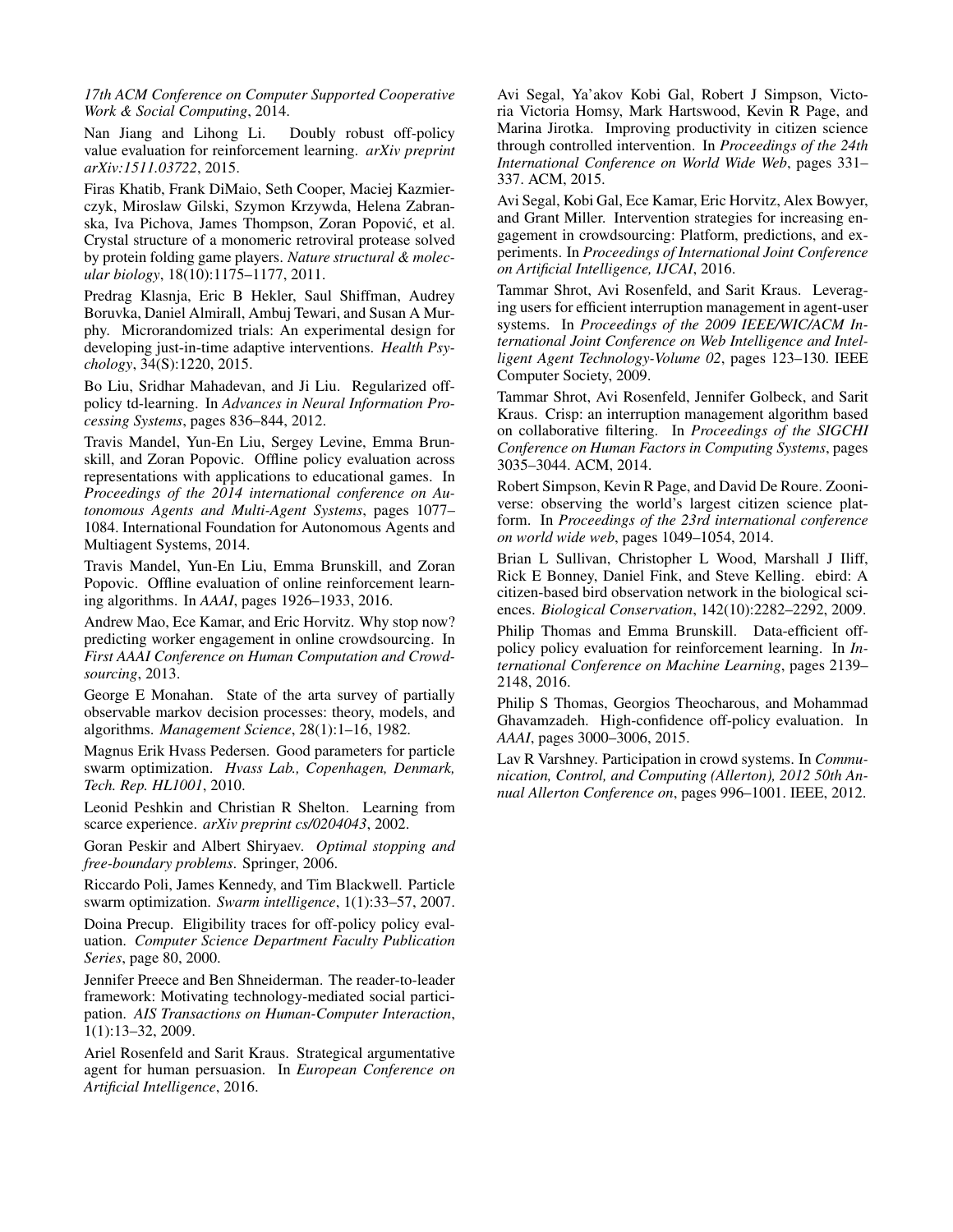*17th ACM Conference on Computer Supported Cooperative Work & Social Computing*, 2014.

Nan Jiang and Lihong Li. Doubly robust off-policy value evaluation for reinforcement learning. *arXiv preprint arXiv:1511.03722*, 2015.

Firas Khatib, Frank DiMaio, Seth Cooper, Maciej Kazmierczyk, Miroslaw Gilski, Szymon Krzywda, Helena Zabranska, Iva Pichova, James Thompson, Zoran Popović, et al. Crystal structure of a monomeric retroviral protease solved by protein folding game players. *Nature structural & molecular biology*, 18(10):1175–1177, 2011.

Predrag Klasnja, Eric B Hekler, Saul Shiffman, Audrey Boruvka, Daniel Almirall, Ambuj Tewari, and Susan A Murphy. Microrandomized trials: An experimental design for developing just-in-time adaptive interventions. *Health Psychology*, 34(S):1220, 2015.

Bo Liu, Sridhar Mahadevan, and Ji Liu. Regularized off-policy td-learning. In *Advances in Neural Information Processing Systems*, pages 836–844, 2012.

Travis Mandel, Yun-En Liu, Sergey Levine, Emma Brunskill, and Zoran Popovic. Offline policy evaluation across representations with applications to educational games. In *Proceedings of the 2014 international conference on Autonomous Agents and Multi-Agent Systems*, pages 1077–1084. International Foundation for Autonomous Agents and Multiagent Systems, 2014.

Travis Mandel, Yun-En Liu, Emma Brunskill, and Zoran Popovic. Offline evaluation of online reinforcement learning algorithms. In *AAAI*, pages 1926–1933, 2016.

Andrew Mao, Ece Kamar, and Eric Horvitz. Why stop now? predicting worker engagement in online crowdsourcing. In *First AAAI Conference on Human Computation and Crowdsourcing*, 2013.

George E Monahan. State of the arta survey of partially observable markov decision processes: theory, models, and algorithms. *Management Science*, 28(1):1–16, 1982.

Magnus Erik Hvass Pedersen. Good parameters for particle swarm optimization. *Hvass Lab., Copenhagen, Denmark, Tech. Rep. HL1001*, 2010.

Leonid Peshkin and Christian R Shelton. Learning from scarce experience. *arXiv preprint cs/0204043*, 2002.

Goran Peskir and Albert Shiryaev. *Optimal stopping and free-boundary problems*. Springer, 2006.

Riccardo Poli, James Kennedy, and Tim Blackwell. Particle swarm optimization. *Swarm intelligence*, 1(1):33–57, 2007.

Doina Precup. Eligibility traces for off-policy policy evaluation. *Computer Science Department Faculty Publication Series*, page 80, 2000.

Jennifer Preece and Ben Shneiderman. The reader-to-leader framework: Motivating technology-mediated social participation. *AIS Transactions on Human-Computer Interaction*, 1(1):13–32, 2009.

Ariel Rosenfeld and Sarit Kraus. Strategical argumentative agent for human persuasion. In *European Conference on Artificial Intelligence*, 2016.

Avi Segal, Ya'akov Kobi Gal, Robert J Simpson, Victoria Victoria Homsy, Mark Hartswood, Kevin R Page, and Marina Jirotka. Improving productivity in citizen science through controlled intervention. In *Proceedings of the 24th International Conference on World Wide Web*, pages 331–337. ACM, 2015.

Avi Segal, Kobi Gal, Ece Kamar, Eric Horvitz, Alex Bowyer, and Grant Miller. Intervention strategies for increasing engagement in crowdsourcing: Platform, predictions, and experiments. In *Proceedings of International Joint Conference on Artificial Intelligence, IJCAI*, 2016.

Tammar Shrot, Avi Rosenfeld, and Sarit Kraus. Leveraging users for efficient interruption management in agent-user systems. In *Proceedings of the 2009 IEEE/WIC/ACM International Joint Conference on Web Intelligence and Intelligent Agent Technology-Volume 02*, pages 123–130. IEEE Computer Society, 2009.

Tammar Shrot, Avi Rosenfeld, Jennifer Golbeck, and Sarit Kraus. Crisp: an interruption management algorithm based on collaborative filtering. In *Proceedings of the SIGCHI Conference on Human Factors in Computing Systems*, pages 3035–3044. ACM, 2014.

Robert Simpson, Kevin R Page, and David De Roure. Zooniverse: observing the world's largest citizen science platform. In *Proceedings of the 23rd international conference on world wide web*, pages 1049–1054, 2014.

Brian L Sullivan, Christopher L Wood, Marshall J Iliff, Rick E Bonney, Daniel Fink, and Steve Kelling. ebird: A citizen-based bird observation network in the biological sciences. *Biological Conservation*, 142(10):2282–2292, 2009.

Philip Thomas and Emma Brunskill. Data-efficient off-policy policy evaluation for reinforcement learning. In *International Conference on Machine Learning*, pages 2139–2148, 2016.

Philip S Thomas, Georgios Theocharous, and Mohammad Ghavamzadeh. High-confidence off-policy evaluation. In *AAAI*, pages 3000–3006, 2015.

Lav R Varshney. Participation in crowd systems. In *Communication, Control, and Computing (Allerton), 2012 50th Annual Allerton Conference on*, pages 996–1001. IEEE, 2012.